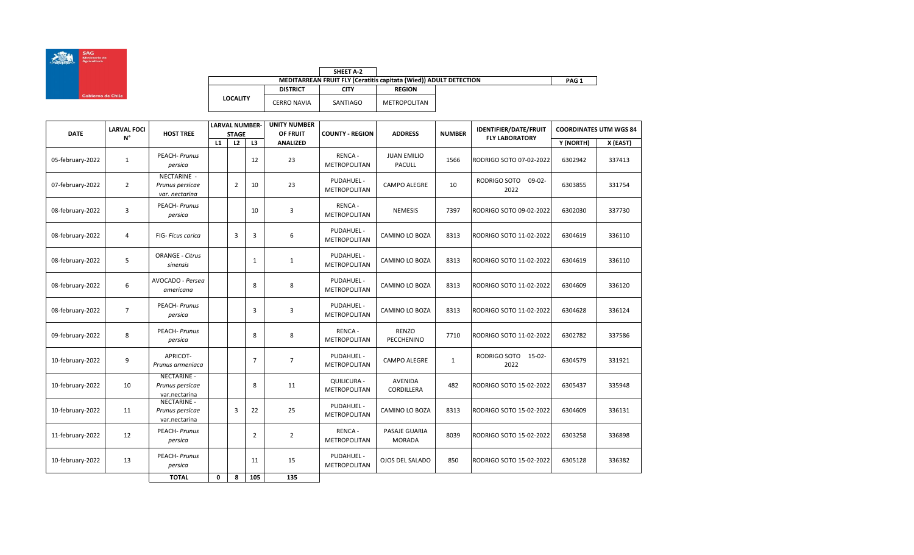SAG Ministerio de Agricultura

Gobierno de Chile

| SHEET A-2 | | | |
|---|---|---|---|
| MEDITARREAN FRUIT FLY (Ceratitis capitata (Wied)) ADULT DETECTION | | | |
| LOCALITY | DISTRICT | CITY | REGION |
| | CERRO NAVIA | SANTIAGO | METROPOLITAN |

PAG 1

| DATE | LARVAL FOCI N° | HOST TREE | LARVAL NUMBER-STAGE | | | UNITY NUMBER OF FRUIT ANALIZED | COUNTY - REGION | ADDRESS | NUMBER | IDENTIFIER/DATE/FRUIT FLY LABORATORY | COORDINATES UTM WGS 84 | |
|---|---|---|---|---|---|---|---|---|---|---|---|---|
| | | | L1 | L2 | L3 | | | | | | Y (NORTH) | X (EAST) |
| 05-february-2022 | 1 | PEACH- *Prunus persica* | | | 12 | 23 | RENCA - METROPOLITAN | JUAN EMILIO PACULL | 1566 | RODRIGO SOTO 07-02-2022 | 6302942 | 337413 |
| 07-february-2022 | 2 | NECTARINE - *Prunus persicae var. nectarina* | | 2 | 10 | 23 | PUDAHUEL - METROPOLITAN | CAMPO ALEGRE | 10 | RODRIGO SOTO 09-02-2022 | 6303855 | 331754 |
| 08-february-2022 | 3 | PEACH- *Prunus persica* | | | 10 | 3 | RENCA - METROPOLITAN | NEMESIS | 7397 | RODRIGO SOTO 09-02-2022 | 6302030 | 337730 |
| 08-february-2022 | 4 | FIG- *Ficus carica* | | 3 | 3 | 6 | PUDAHUEL - METROPOLITAN | CAMINO LO BOZA | 8313 | RODRIGO SOTO 11-02-2022 | 6304619 | 336110 |
| 08-february-2022 | 5 | ORANGE - *Citrus sinensis* | | | 1 | 1 | PUDAHUEL - METROPOLITAN | CAMINO LO BOZA | 8313 | RODRIGO SOTO 11-02-2022 | 6304619 | 336110 |
| 08-february-2022 | 6 | AVOCADO - *Persea americana* | | | 8 | 8 | PUDAHUEL - METROPOLITAN | CAMINO LO BOZA | 8313 | RODRIGO SOTO 11-02-2022 | 6304609 | 336120 |
| 08-february-2022 | 7 | PEACH- *Prunus persica* | | | 3 | 3 | PUDAHUEL - METROPOLITAN | CAMINO LO BOZA | 8313 | RODRIGO SOTO 11-02-2022 | 6304628 | 336124 |
| 09-february-2022 | 8 | PEACH- *Prunus persica* | | | 8 | 8 | RENCA - METROPOLITAN | RENZO PECCHENINO | 7710 | RODRIGO SOTO 11-02-2022 | 6302782 | 337586 |
| 10-february-2022 | 9 | APRICOT- *Prunus armeniaca* | | | 7 | 7 | PUDAHUEL - METROPOLITAN | CAMPO ALEGRE | 1 | RODRIGO SOTO 15-02-2022 | 6304579 | 331921 |
| 10-february-2022 | 10 | NECTARINE - *Prunus persicae var.nectarina* | | | 8 | 11 | QUILICURA - METROPOLITAN | AVENIDA CORDILLERA | 482 | RODRIGO SOTO 15-02-2022 | 6305437 | 335948 |
| 10-february-2022 | 11 | NECTARINE - *Prunus persicae var.nectarina* | | 3 | 22 | 25 | PUDAHUEL - METROPOLITAN | CAMINO LO BOZA | 8313 | RODRIGO SOTO 15-02-2022 | 6304609 | 336131 |
| 11-february-2022 | 12 | PEACH- *Prunus persica* | | | 2 | 2 | RENCA - METROPOLITAN | PASAJE GUARIA MORADA | 8039 | RODRIGO SOTO 15-02-2022 | 6303258 | 336898 |
| 10-february-2022 | 13 | PEACH- *Prunus persica* | | | 11 | 15 | PUDAHUEL - METROPOLITAN | OJOS DEL SALADO | 850 | RODRIGO SOTO 15-02-2022 | 6305128 | 336382 |
| | | **TOTAL** | **0** | **8** | **105** | **135** | | | | | | |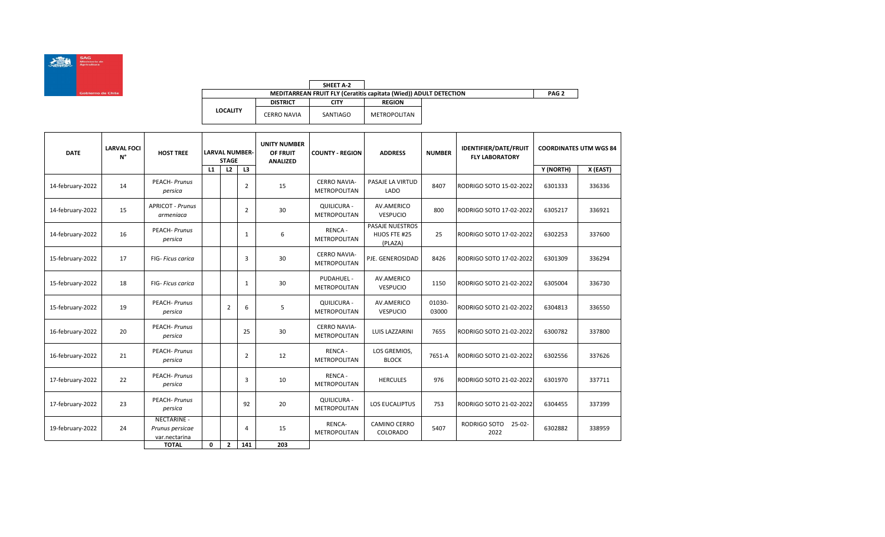SAG Ministerio de Agricultura

Gobierno de Chile

| | SHEET A-2 | |
|---|---|---|
| MEDITARREAN FRUIT FLY (*Ceratitis capitata* (Wied)) ADULT DETECTION | | |

PAG 2

| LOCALITY | DISTRICT | CITY | REGION |
|---|---|---|---|
| | CERRO NAVIA | SANTIAGO | METROPOLITAN |

| DATE | LARVAL FOCI N° | HOST TREE | LARVAL NUMBER-STAGE | | | UNITY NUMBER OF FRUIT ANALIZED | COUNTY - REGION | ADDRESS | NUMBER | IDENTIFIER/DATE/FRUIT FLY LABORATORY | COORDINATES UTM WGS 84 | |
|---|---|---|---|---|---|---|---|---|---|---|---|---|
| | | | L1 | L2 | L3 | | | | | | Y (NORTH) | X (EAST) |
| 14-february-2022 | 14 | PEACH- *Prunus persica* | | | 2 | 15 | CERRO NAVIA- METROPOLITAN | PASAJE LA VIRTUD LADO | 8407 | RODRIGO SOTO 15-02-2022 | 6301333 | 336336 |
| 14-february-2022 | 15 | APRICOT - *Prunus armeniaca* | | | 2 | 30 | QUILICURA - METROPOLITAN | AV.AMERICO VESPUCIO | 800 | RODRIGO SOTO 17-02-2022 | 6305217 | 336921 |
| 14-february-2022 | 16 | PEACH- *Prunus persica* | | | 1 | 6 | RENCA - METROPOLITAN | PASAJE NUESTROS HIJOS FTE #25 (PLAZA) | 25 | RODRIGO SOTO 17-02-2022 | 6302253 | 337600 |
| 15-february-2022 | 17 | FIG- *Ficus carica* | | | 3 | 30 | CERRO NAVIA- METROPOLITAN | PJE. GENEROSIDAD | 8426 | RODRIGO SOTO 17-02-2022 | 6301309 | 336294 |
| 15-february-2022 | 18 | FIG- *Ficus carica* | | | 1 | 30 | PUDAHUEL - METROPOLITAN | AV.AMERICO VESPUCIO | 1150 | RODRIGO SOTO 21-02-2022 | 6305004 | 336730 |
| 15-february-2022 | 19 | PEACH- *Prunus persica* | | 2 | 6 | 5 | QUILICURA - METROPOLITAN | AV.AMERICO VESPUCIO | 01030-03000 | RODRIGO SOTO 21-02-2022 | 6304813 | 336550 |
| 16-february-2022 | 20 | PEACH- *Prunus persica* | | | 25 | 30 | CERRO NAVIA- METROPOLITAN | LUIS LAZZARINI | 7655 | RODRIGO SOTO 21-02-2022 | 6300782 | 337800 |
| 16-february-2022 | 21 | PEACH- *Prunus persica* | | | 2 | 12 | RENCA - METROPOLITAN | LOS GREMIOS, BLOCK | 7651-A | RODRIGO SOTO 21-02-2022 | 6302556 | 337626 |
| 17-february-2022 | 22 | PEACH- *Prunus persica* | | | 3 | 10 | RENCA - METROPOLITAN | HERCULES | 976 | RODRIGO SOTO 21-02-2022 | 6301970 | 337711 |
| 17-february-2022 | 23 | PEACH- *Prunus persica* | | | 92 | 20 | QUILICURA - METROPOLITAN | LOS EUCALIPTUS | 753 | RODRIGO SOTO 21-02-2022 | 6304455 | 337399 |
| 19-february-2022 | 24 | NECTARINE - *Prunus persicae* var.nectarina | | | 4 | 15 | RENCA- METROPOLITAN | CAMINO CERRO COLORADO | 5407 | RODRIGO SOTO 25-02-2022 | 6302882 | 338959 |
| | | **TOTAL** | **0** | **2** | **141** | **203** | | | | | | |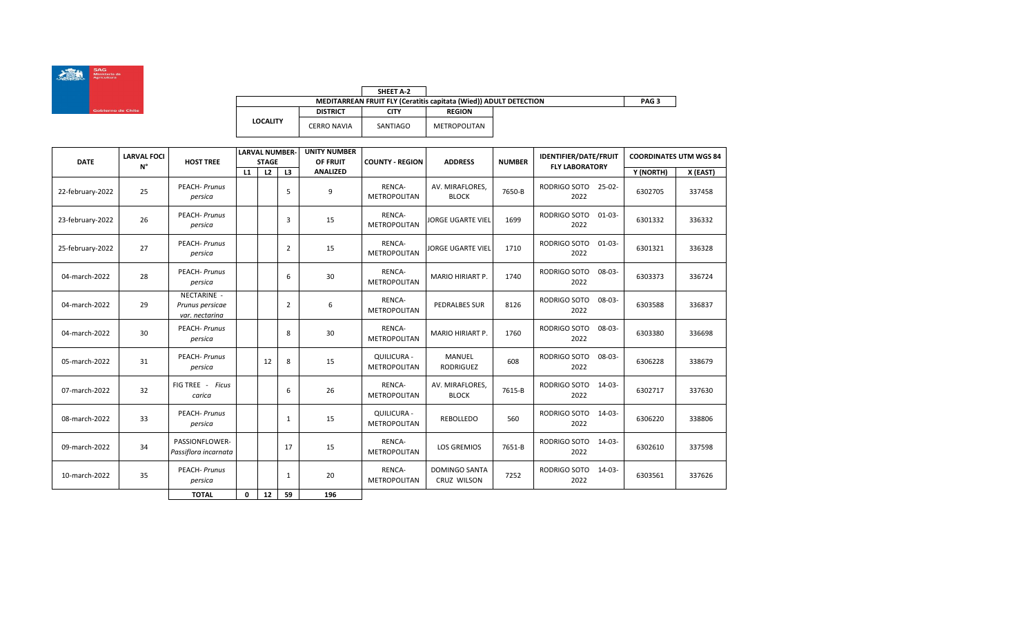SAG Ministerio de Agricultura — Gobierno de Chile

| SHEET A-2 | | | |
|---|---|---|---|
| **MEDITARREAN FRUIT FLY (Ceratitis capitata (Wied)) ADULT DETECTION** | | | **PAG 3** |
| **LOCALITY** | **DISTRICT** | **CITY** | **REGION** |
| | CERRO NAVIA | SANTIAGO | METROPOLITAN |

| DATE | LARVAL FOCI N° | HOST TREE | LARVAL NUMBER-STAGE | | | UNITY NUMBER OF FRUIT ANALIZED | COUNTY - REGION | ADDRESS | NUMBER | IDENTIFIER/DATE/FRUIT FLY LABORATORY | COORDINATES UTM WGS 84 | |
|---|---|---|---|---|---|---|---|---|---|---|---|---|
| | | | L1 | L2 | L3 | | | | | | Y (NORTH) | X (EAST) |
| 22-february-2022 | 25 | PEACH- *Prunus persica* | | | 5 | 9 | RENCA-METROPOLITAN | AV. MIRAFLORES, BLOCK | 7650-B | RODRIGO SOTO 25-02-2022 | 6302705 | 337458 |
| 23-february-2022 | 26 | PEACH- *Prunus persica* | | | 3 | 15 | RENCA-METROPOLITAN | JORGE UGARTE VIEL | 1699 | RODRIGO SOTO 01-03-2022 | 6301332 | 336332 |
| 25-february-2022 | 27 | PEACH- *Prunus persica* | | | 2 | 15 | RENCA-METROPOLITAN | JORGE UGARTE VIEL | 1710 | RODRIGO SOTO 01-03-2022 | 6301321 | 336328 |
| 04-march-2022 | 28 | PEACH- *Prunus persica* | | | 6 | 30 | RENCA-METROPOLITAN | MARIO HIRIART P. | 1740 | RODRIGO SOTO 08-03-2022 | 6303373 | 336724 |
| 04-march-2022 | 29 | NECTARINE - *Prunus persicae var. nectarina* | | | 2 | 6 | RENCA-METROPOLITAN | PEDRALBES SUR | 8126 | RODRIGO SOTO 08-03-2022 | 6303588 | 336837 |
| 04-march-2022 | 30 | PEACH- *Prunus persica* | | | 8 | 30 | RENCA-METROPOLITAN | MARIO HIRIART P. | 1760 | RODRIGO SOTO 08-03-2022 | 6303380 | 336698 |
| 05-march-2022 | 31 | PEACH- *Prunus persica* | | 12 | 8 | 15 | QUILICURA - METROPOLITAN | MANUEL RODRIGUEZ | 608 | RODRIGO SOTO 08-03-2022 | 6306228 | 338679 |
| 07-march-2022 | 32 | FIG TREE - *Ficus carica* | | | 6 | 26 | RENCA-METROPOLITAN | AV. MIRAFLORES, BLOCK | 7615-B | RODRIGO SOTO 14-03-2022 | 6302717 | 337630 |
| 08-march-2022 | 33 | PEACH- *Prunus persica* | | | 1 | 15 | QUILICURA - METROPOLITAN | REBOLLEDO | 560 | RODRIGO SOTO 14-03-2022 | 6306220 | 338806 |
| 09-march-2022 | 34 | PASSIONFLOWER- *Passiflora incarnata* | | | 17 | 15 | RENCA-METROPOLITAN | LOS GREMIOS | 7651-B | RODRIGO SOTO 14-03-2022 | 6302610 | 337598 |
| 10-march-2022 | 35 | PEACH- *Prunus persica* | | | 1 | 20 | RENCA-METROPOLITAN | DOMINGO SANTA CRUZ WILSON | 7252 | RODRIGO SOTO 14-03-2022 | 6303561 | 337626 |
| | | **TOTAL** | **0** | **12** | **59** | **196** | | | | | | |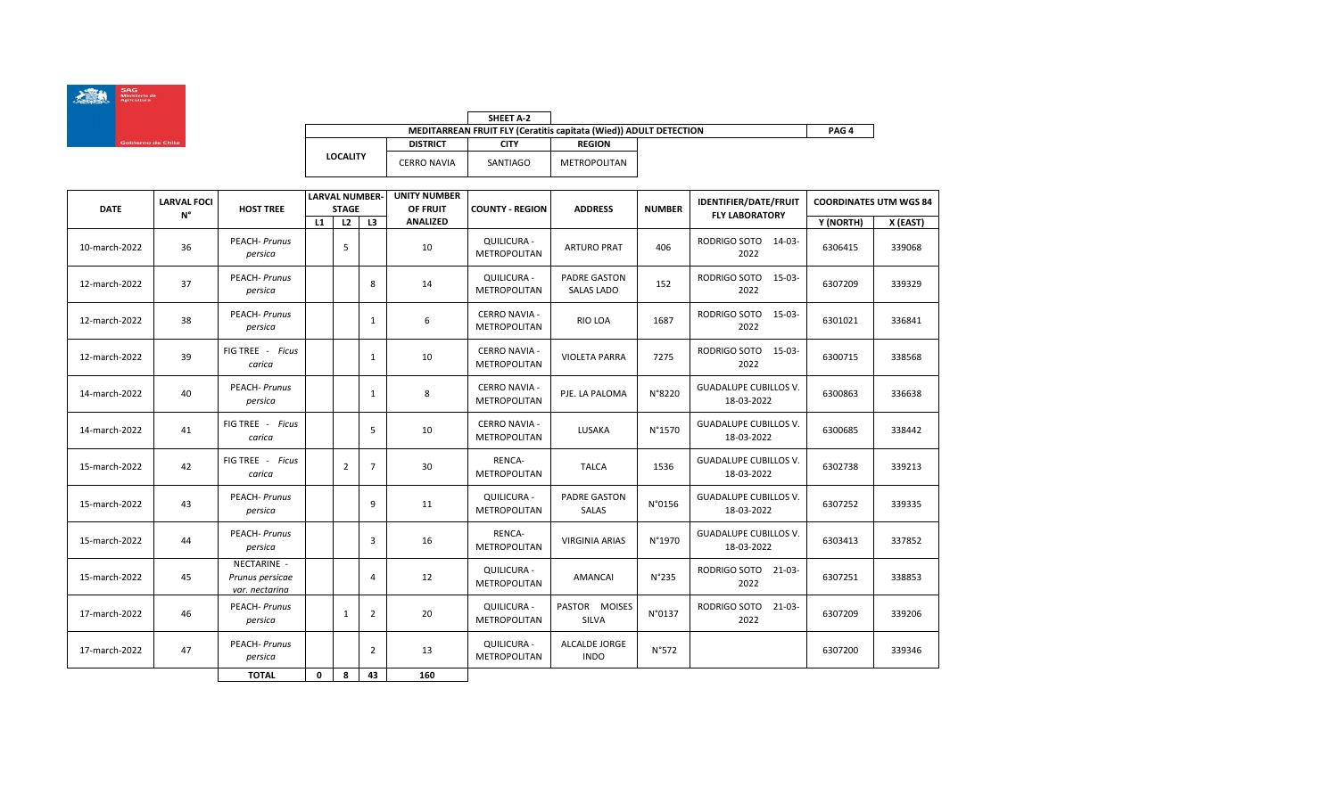SAG Ministerio de Agricultura

Gobierno de Chile

**SHEET A-2**

**MEDITARREAN FRUIT FLY (Ceratitis capitata (Wied)) ADULT DETECTION** | **PAG 4**

| LOCALITY | DISTRICT | CITY | REGION |
|---|---|---|---|
| | CERRO NAVIA | SANTIAGO | METROPOLITAN |

| DATE | LARVAL FOCI N° | HOST TREE | LARVAL NUMBER-STAGE | | | UNITY NUMBER OF FRUIT ANALIZED | COUNTY - REGION | ADDRESS | NUMBER | IDENTIFIER/DATE/FRUIT FLY LABORATORY | COORDINATES UTM WGS 84 | |
|---|---|---|---|---|---|---|---|---|---|---|---|---|
| | | | L1 | L2 | L3 | | | | | | Y (NORTH) | X (EAST) |
| 10-march-2022 | 36 | PEACH- *Prunus persica* | | 5 | | 10 | QUILICURA - METROPOLITAN | ARTURO PRAT | 406 | RODRIGO SOTO 14-03-2022 | 6306415 | 339068 |
| 12-march-2022 | 37 | PEACH- *Prunus persica* | | | 8 | 14 | QUILICURA - METROPOLITAN | PADRE GASTON SALAS LADO | 152 | RODRIGO SOTO 15-03-2022 | 6307209 | 339329 |
| 12-march-2022 | 38 | PEACH- *Prunus persica* | | | 1 | 6 | CERRO NAVIA - METROPOLITAN | RIO LOA | 1687 | RODRIGO SOTO 15-03-2022 | 6301021 | 336841 |
| 12-march-2022 | 39 | FIG TREE - *Ficus carica* | | | 1 | 10 | CERRO NAVIA - METROPOLITAN | VIOLETA PARRA | 7275 | RODRIGO SOTO 15-03-2022 | 6300715 | 338568 |
| 14-march-2022 | 40 | PEACH- *Prunus persica* | | | 1 | 8 | CERRO NAVIA - METROPOLITAN | PJE. LA PALOMA | N°8220 | GUADALUPE CUBILLOS V. 18-03-2022 | 6300863 | 336638 |
| 14-march-2022 | 41 | FIG TREE - *Ficus carica* | | | 5 | 10 | CERRO NAVIA - METROPOLITAN | LUSAKA | N°1570 | GUADALUPE CUBILLOS V. 18-03-2022 | 6300685 | 338442 |
| 15-march-2022 | 42 | FIG TREE - *Ficus carica* | | 2 | 7 | 30 | RENCA- METROPOLITAN | TALCA | 1536 | GUADALUPE CUBILLOS V. 18-03-2022 | 6302738 | 339213 |
| 15-march-2022 | 43 | PEACH- *Prunus persica* | | | 9 | 11 | QUILICURA - METROPOLITAN | PADRE GASTON SALAS | N°0156 | GUADALUPE CUBILLOS V. 18-03-2022 | 6307252 | 339335 |
| 15-march-2022 | 44 | PEACH- *Prunus persica* | | | 3 | 16 | RENCA- METROPOLITAN | VIRGINIA ARIAS | N°1970 | GUADALUPE CUBILLOS V. 18-03-2022 | 6303413 | 337852 |
| 15-march-2022 | 45 | NECTARINE - *Prunus persicae var. nectarina* | | | 4 | 12 | QUILICURA - METROPOLITAN | AMANCAI | N°235 | RODRIGO SOTO 21-03-2022 | 6307251 | 338853 |
| 17-march-2022 | 46 | PEACH- *Prunus persica* | | 1 | 2 | 20 | QUILICURA - METROPOLITAN | PASTOR MOISES SILVA | N°0137 | RODRIGO SOTO 21-03-2022 | 6307209 | 339206 |
| 17-march-2022 | 47 | PEACH- *Prunus persica* | | | 2 | 13 | QUILICURA - METROPOLITAN | ALCALDE JORGE INDO | N°572 | | 6307200 | 339346 |
| | | **TOTAL** | **0** | **8** | **43** | **160** | | | | | | |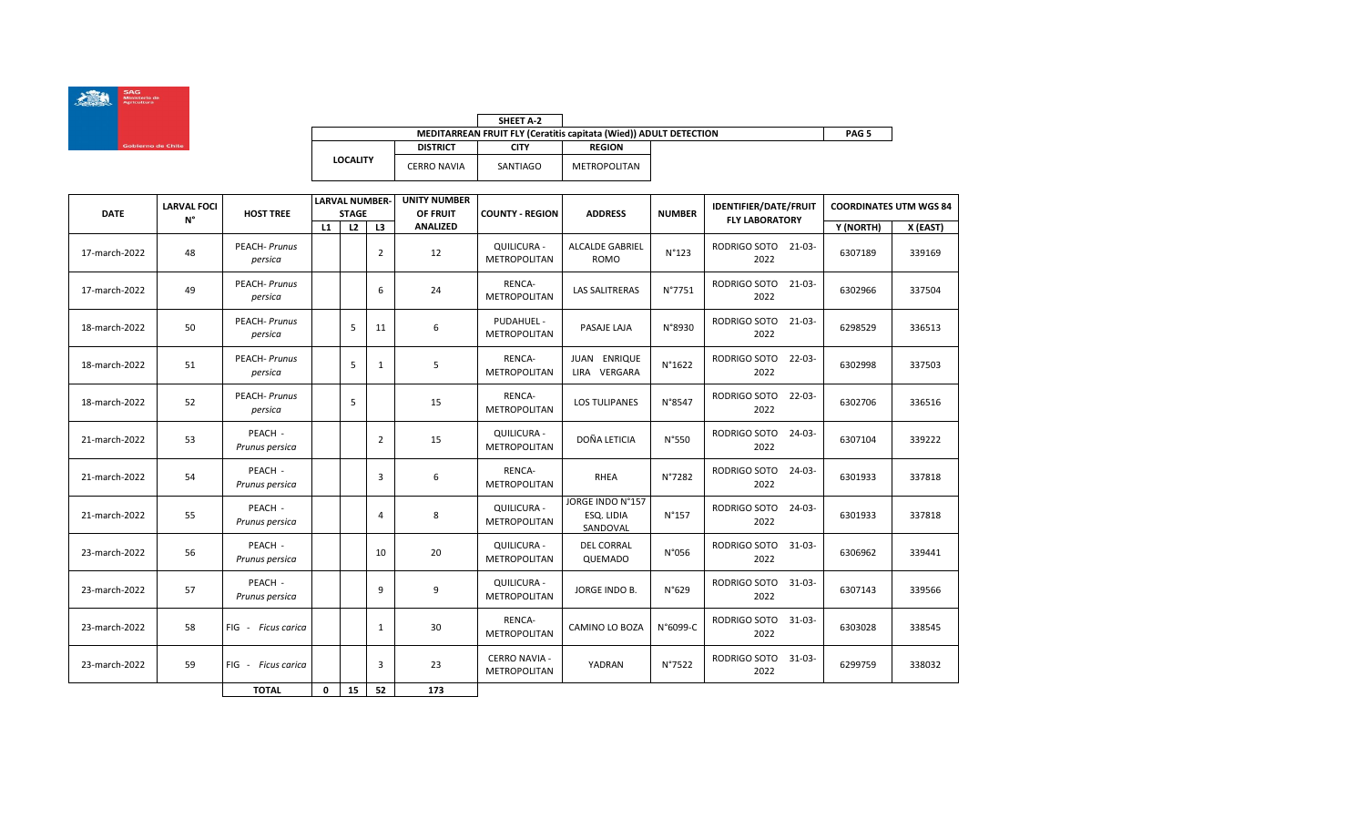**SHEET A-2**

**MEDITARREAN FRUIT FLY (Ceratitis capitata (Wied)) ADULT DETECTION**

| LOCALITY | DISTRICT | CITY | REGION |
|---|---|---|---|
| | CERRO NAVIA | SANTIAGO | METROPOLITAN |

| DATE | LARVAL FOCI N° | HOST TREE | LARVAL NUMBER-STAGE | | | UNITY NUMBER OF FRUIT ANALIZED | COUNTY - REGION | ADDRESS | NUMBER | IDENTIFIER/DATE/FRUIT FLY LABORATORY | COORDINATES UTM WGS 84 | |
|---|---|---|---|---|---|---|---|---|---|---|---|---|
| | | | L1 | L2 | L3 | | | | | | Y (NORTH) | X (EAST) |
| 17-march-2022 | 48 | PEACH- *Prunus persica* | | | 2 | 12 | QUILICURA - METROPOLITAN | ALCALDE GABRIEL ROMO | N°123 | RODRIGO SOTO 21-03-2022 | 6307189 | 339169 |
| 17-march-2022 | 49 | PEACH- *Prunus persica* | | | 6 | 24 | RENCA- METROPOLITAN | LAS SALITRERAS | N°7751 | RODRIGO SOTO 21-03-2022 | 6302966 | 337504 |
| 18-march-2022 | 50 | PEACH- *Prunus persica* | | 5 | 11 | 6 | PUDAHUEL - METROPOLITAN | PASAJE LAJA | N°8930 | RODRIGO SOTO 21-03-2022 | 6298529 | 336513 |
| 18-march-2022 | 51 | PEACH- *Prunus persica* | | 5 | 1 | 5 | RENCA- METROPOLITAN | JUAN ENRIQUE LIRA VERGARA | N°1622 | RODRIGO SOTO 22-03-2022 | 6302998 | 337503 |
| 18-march-2022 | 52 | PEACH- *Prunus persica* | | 5 | | 15 | RENCA- METROPOLITAN | LOS TULIPANES | N°8547 | RODRIGO SOTO 22-03-2022 | 6302706 | 336516 |
| 21-march-2022 | 53 | PEACH - *Prunus persica* | | | 2 | 15 | QUILICURA - METROPOLITAN | DOÑA LETICIA | N°550 | RODRIGO SOTO 24-03-2022 | 6307104 | 339222 |
| 21-march-2022 | 54 | PEACH - *Prunus persica* | | | 3 | 6 | RENCA- METROPOLITAN | RHEA | N°7282 | RODRIGO SOTO 24-03-2022 | 6301933 | 337818 |
| 21-march-2022 | 55 | PEACH - *Prunus persica* | | | 4 | 8 | QUILICURA - METROPOLITAN | JORGE INDO N°157 ESQ. LIDIA SANDOVAL | N°157 | RODRIGO SOTO 24-03-2022 | 6301933 | 337818 |
| 23-march-2022 | 56 | PEACH - *Prunus persica* | | | 10 | 20 | QUILICURA - METROPOLITAN | DEL CORRAL QUEMADO | N°056 | RODRIGO SOTO 31-03-2022 | 6306962 | 339441 |
| 23-march-2022 | 57 | PEACH - *Prunus persica* | | | 9 | 9 | QUILICURA - METROPOLITAN | JORGE INDO B. | N°629 | RODRIGO SOTO 31-03-2022 | 6307143 | 339566 |
| 23-march-2022 | 58 | FIG - *Ficus carica* | | | 1 | 30 | RENCA- METROPOLITAN | CAMINO LO BOZA | N°6099-C | RODRIGO SOTO 31-03-2022 | 6303028 | 338545 |
| 23-march-2022 | 59 | FIG - *Ficus carica* | | | 3 | 23 | CERRO NAVIA - METROPOLITAN | YADRAN | N°7522 | RODRIGO SOTO 31-03-2022 | 6299759 | 338032 |
| | | **TOTAL** | **0** | **15** | **52** | **173** | | | | | | |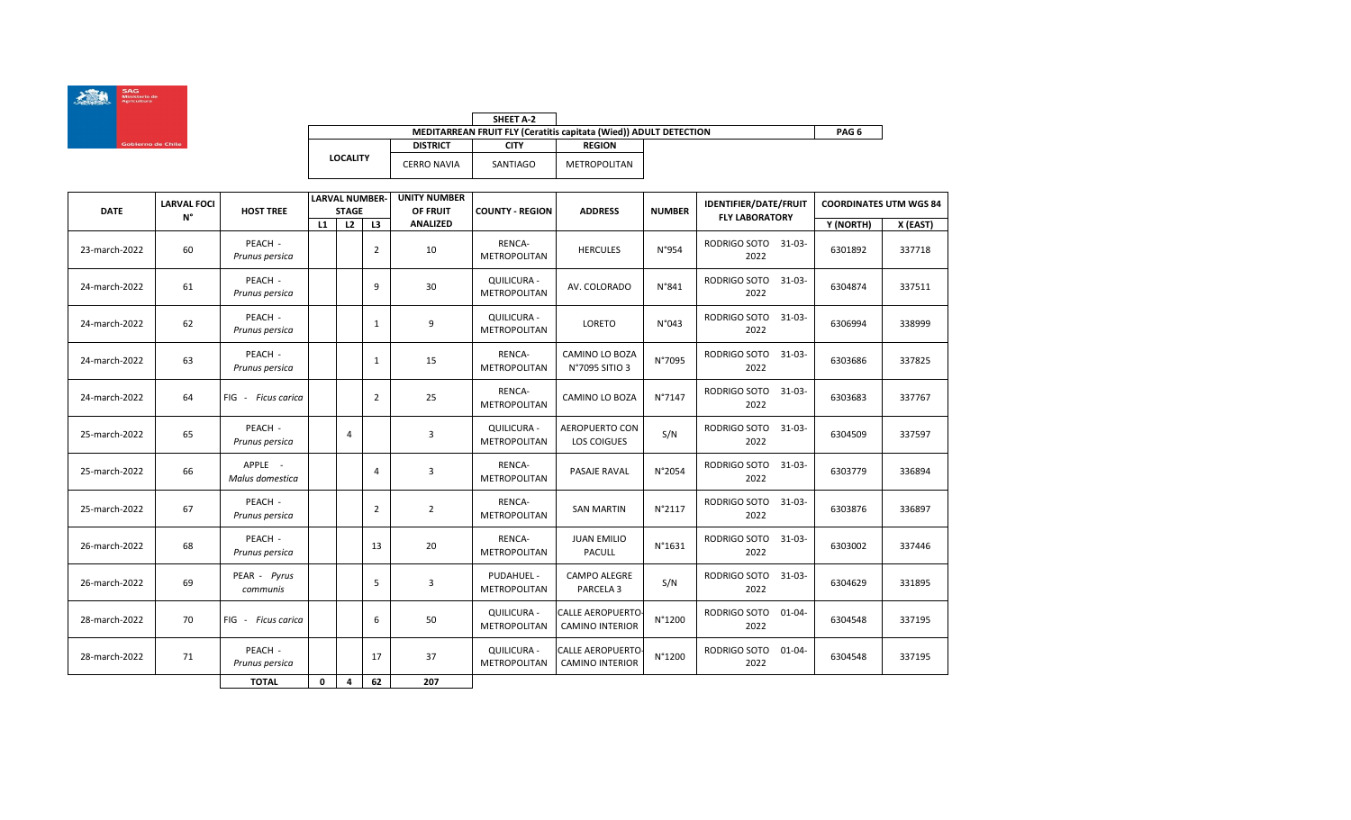SAG Ministerio de Agricultura

Gobierno de Chile

| SHEET A-2 | | |
|---|---|---|
| **MEDITARREAN FRUIT FLY (Ceratitis capitata (Wied)) ADULT DETECTION** | | |
| **DISTRICT** | **CITY** | **REGION** |
| CERRO NAVIA | SANTIAGO | METROPOLITAN |

**LOCALITY**

| DATE | LARVAL FOCI N° | HOST TREE | LARVAL NUMBER-STAGE | | | UNITY NUMBER OF FRUIT ANALIZED | COUNTY - REGION | ADDRESS | NUMBER | IDENTIFIER/DATE/FRUIT FLY LABORATORY | COORDINATES UTM WGS 84 | |
|---|---|---|---|---|---|---|---|---|---|---|---|---|
| | | | L1 | L2 | L3 | | | | | | Y (NORTH) | X (EAST) |
| 23-march-2022 | 60 | PEACH - *Prunus persica* | | | 2 | 10 | RENCA-METROPOLITAN | HERCULES | N°954 | RODRIGO SOTO 31-03-2022 | 6301892 | 337718 |
| 24-march-2022 | 61 | PEACH - *Prunus persica* | | | 9 | 30 | QUILICURA - METROPOLITAN | AV. COLORADO | N°841 | RODRIGO SOTO 31-03-2022 | 6304874 | 337511 |
| 24-march-2022 | 62 | PEACH - *Prunus persica* | | | 1 | 9 | QUILICURA - METROPOLITAN | LORETO | N°043 | RODRIGO SOTO 31-03-2022 | 6306994 | 338999 |
| 24-march-2022 | 63 | PEACH - *Prunus persica* | | | 1 | 15 | RENCA-METROPOLITAN | CAMINO LO BOZA N°7095 SITIO 3 | N°7095 | RODRIGO SOTO 31-03-2022 | 6303686 | 337825 |
| 24-march-2022 | 64 | FIG - *Ficus carica* | | | 2 | 25 | RENCA-METROPOLITAN | CAMINO LO BOZA | N°7147 | RODRIGO SOTO 31-03-2022 | 6303683 | 337767 |
| 25-march-2022 | 65 | PEACH - *Prunus persica* | | 4 | | 3 | QUILICURA - METROPOLITAN | AEROPUERTO CON LOS COIGUES | S/N | RODRIGO SOTO 31-03-2022 | 6304509 | 337597 |
| 25-march-2022 | 66 | APPLE - *Malus domestica* | | | 4 | 3 | RENCA-METROPOLITAN | PASAJE RAVAL | N°2054 | RODRIGO SOTO 31-03-2022 | 6303779 | 336894 |
| 25-march-2022 | 67 | PEACH - *Prunus persica* | | | 2 | 2 | RENCA-METROPOLITAN | SAN MARTIN | N°2117 | RODRIGO SOTO 31-03-2022 | 6303876 | 336897 |
| 26-march-2022 | 68 | PEACH - *Prunus persica* | | | 13 | 20 | RENCA-METROPOLITAN | JUAN EMILIO PACULL | N°1631 | RODRIGO SOTO 31-03-2022 | 6303002 | 337446 |
| 26-march-2022 | 69 | PEAR - *Pyrus communis* | | | 5 | 3 | PUDAHUEL - METROPOLITAN | CAMPO ALEGRE PARCELA 3 | S/N | RODRIGO SOTO 31-03-2022 | 6304629 | 331895 |
| 28-march-2022 | 70 | FIG - *Ficus carica* | | | 6 | 50 | QUILICURA - METROPOLITAN | CALLE AEROPUERTO-CAMINO INTERIOR | N°1200 | RODRIGO SOTO 01-04-2022 | 6304548 | 337195 |
| 28-march-2022 | 71 | PEACH - *Prunus persica* | | | 17 | 37 | QUILICURA - METROPOLITAN | CALLE AEROPUERTO-CAMINO INTERIOR | N°1200 | RODRIGO SOTO 01-04-2022 | 6304548 | 337195 |
| | | **TOTAL** | **0** | **4** | **62** | **207** | | | | | | |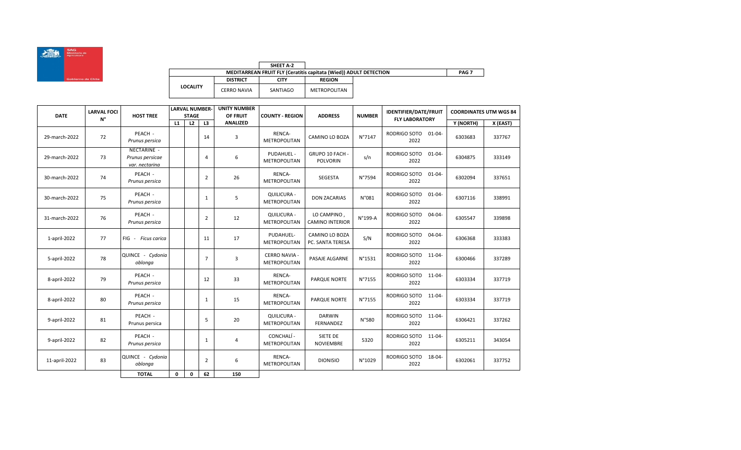SAG Ministerio de Agricultura

Gobierno de Chile

**SHEET A-2**

**MEDITARREAN FRUIT FLY (*Ceratitis capitata* (Wied)) ADULT DETECTION**

| LOCALITY | DISTRICT | CITY | REGION |
|---|---|---|---|
| | CERRO NAVIA | SANTIAGO | METROPOLITAN |

| DATE | LARVAL FOCI N° | HOST TREE | LARVAL NUMBER-STAGE | | | UNITY NUMBER OF FRUIT ANALIZED | COUNTY - REGION | ADDRESS | NUMBER | IDENTIFIER/DATE/FRUIT FLY LABORATORY | COORDINATES UTM WGS 84 | |
|---|---|---|---|---|---|---|---|---|---|---|---|---|
| | | | L1 | L2 | L3 | | | | | | Y (NORTH) | X (EAST) |
| 29-march-2022 | 72 | PEACH - *Prunus persica* | | | 14 | 3 | RENCA-METROPOLITAN | CAMINO LO BOZA | N°7147 | RODRIGO SOTO 01-04-2022 | 6303683 | 337767 |
| 29-march-2022 | 73 | NECTARINE - *Prunus persicae var. nectarina* | | | 4 | 6 | PUDAHUEL - METROPOLITAN | GRUPO 10 FACH - POLVORIN | s/n | RODRIGO SOTO 01-04-2022 | 6304875 | 333149 |
| 30-march-2022 | 74 | PEACH - *Prunus persica* | | | 2 | 26 | RENCA-METROPOLITAN | SEGESTA | N°7594 | RODRIGO SOTO 01-04-2022 | 6302094 | 337651 |
| 30-march-2022 | 75 | PEACH - *Prunus persica* | | | 1 | 5 | QUILICURA - METROPOLITAN | DON ZACARIAS | N°081 | RODRIGO SOTO 01-04-2022 | 6307116 | 338991 |
| 31-march-2022 | 76 | PEACH - *Prunus persica* | | | 2 | 12 | QUILICURA - METROPOLITAN | LO CAMPINO , CAMINO INTERIOR | N°199-A | RODRIGO SOTO 04-04-2022 | 6305547 | 339898 |
| 1-april-2022 | 77 | FIG - *Ficus carica* | | | 11 | 17 | PUDAHUEL-METROPOLITAN | CAMINO LO BOZA PC. SANTA TERESA | S/N | RODRIGO SOTO 04-04-2022 | 6306368 | 333383 |
| 5-april-2022 | 78 | QUINCE - *Cydonia oblonga* | | | 7 | 3 | CERRO NAVIA - METROPOLITAN | PASAJE ALGARNE | N°1531 | RODRIGO SOTO 11-04-2022 | 6300466 | 337289 |
| 8-april-2022 | 79 | PEACH - *Prunus persica* | | | 12 | 33 | RENCA-METROPOLITAN | PARQUE NORTE | N°7155 | RODRIGO SOTO 11-04-2022 | 6303334 | 337719 |
| 8-april-2022 | 80 | PEACH - *Prunus persica* | | | 1 | 15 | RENCA-METROPOLITAN | PARQUE NORTE | N°7155 | RODRIGO SOTO 11-04-2022 | 6303334 | 337719 |
| 9-april-2022 | 81 | PEACH - Prunus persica | | | 5 | 20 | QUILICURA - METROPOLITAN | DARWIN FERNANDEZ | N°580 | RODRIGO SOTO 11-04-2022 | 6306421 | 337262 |
| 9-april-2022 | 82 | PEACH - *Prunus persica* | | | 1 | 4 | CONCHALÍ - METROPOLITAN | SIETE DE NOVIEMBRE | 5320 | RODRIGO SOTO 11-04-2022 | 6305211 | 343054 |
| 11-april-2022 | 83 | QUINCE - *Cydonia oblonga* | | | 2 | 6 | RENCA-METROPOLITAN | DIONISIO | N°1029 | RODRIGO SOTO 18-04-2022 | 6302061 | 337752 |
| | | **TOTAL** | **0** | **0** | **62** | **150** | | | | | | |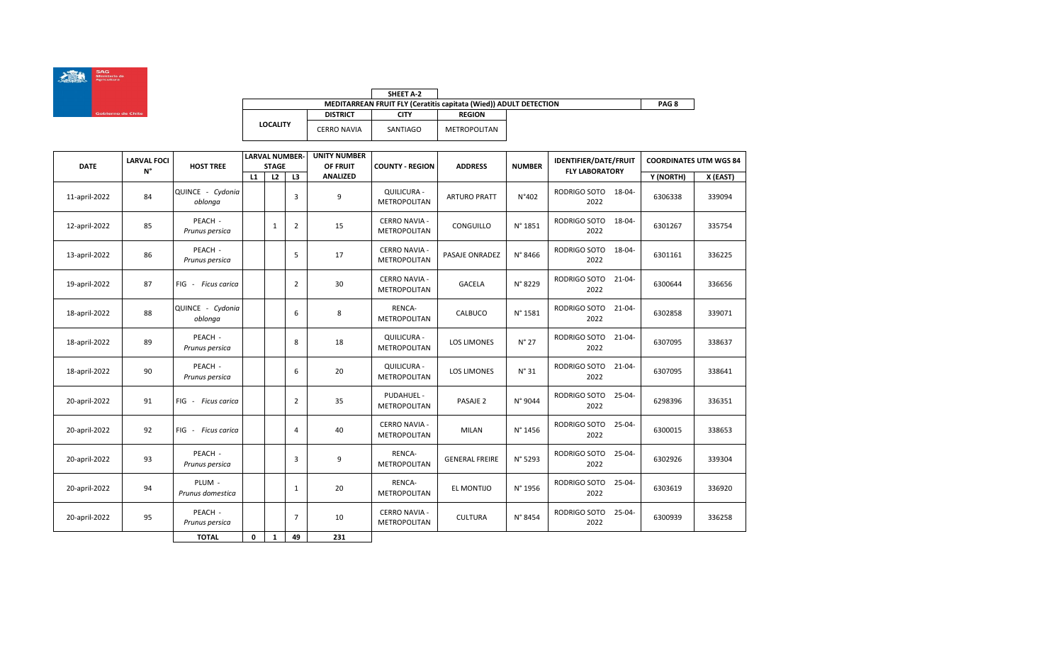**SHEET A-2**

**MEDITARREAN FRUIT FLY (Ceratitis capitata (Wied)) ADULT DETECTION**

| LOCALITY | DISTRICT | CITY | REGION |
|---|---|---|---|
| | CERRO NAVIA | SANTIAGO | METROPOLITAN |

| DATE | LARVAL FOCI N° | HOST TREE | LARVAL NUMBER-STAGE | | | UNITY NUMBER OF FRUIT ANALIZED | COUNTY - REGION | ADDRESS | NUMBER | IDENTIFIER/DATE/FRUIT FLY LABORATORY | COORDINATES UTM WGS 84 | |
|---|---|---|---|---|---|---|---|---|---|---|---|---|
| | | | L1 | L2 | L3 | | | | | | Y (NORTH) | X (EAST) |
| 11-april-2022 | 84 | QUINCE - *Cydonia oblonga* | | | 3 | 9 | QUILICURA - METROPOLITAN | ARTURO PRATT | N°402 | RODRIGO SOTO 18-04-2022 | 6306338 | 339094 |
| 12-april-2022 | 85 | PEACH - *Prunus persica* | | 1 | 2 | 15 | CERRO NAVIA - METROPOLITAN | CONGUILLO | N° 1851 | RODRIGO SOTO 18-04-2022 | 6301267 | 335754 |
| 13-april-2022 | 86 | PEACH - *Prunus persica* | | | 5 | 17 | CERRO NAVIA - METROPOLITAN | PASAJE ONRADEZ | N° 8466 | RODRIGO SOTO 18-04-2022 | 6301161 | 336225 |
| 19-april-2022 | 87 | FIG - *Ficus carica* | | | 2 | 30 | CERRO NAVIA - METROPOLITAN | GACELA | N° 8229 | RODRIGO SOTO 21-04-2022 | 6300644 | 336656 |
| 18-april-2022 | 88 | QUINCE - *Cydonia oblonga* | | | 6 | 8 | RENCA- METROPOLITAN | CALBUCO | N° 1581 | RODRIGO SOTO 21-04-2022 | 6302858 | 339071 |
| 18-april-2022 | 89 | PEACH - *Prunus persica* | | | 8 | 18 | QUILICURA - METROPOLITAN | LOS LIMONES | N° 27 | RODRIGO SOTO 21-04-2022 | 6307095 | 338637 |
| 18-april-2022 | 90 | PEACH - *Prunus persica* | | | 6 | 20 | QUILICURA - METROPOLITAN | LOS LIMONES | N° 31 | RODRIGO SOTO 21-04-2022 | 6307095 | 338641 |
| 20-april-2022 | 91 | FIG - *Ficus carica* | | | 2 | 35 | PUDAHUEL - METROPOLITAN | PASAJE 2 | N° 9044 | RODRIGO SOTO 25-04-2022 | 6298396 | 336351 |
| 20-april-2022 | 92 | FIG - *Ficus carica* | | | 4 | 40 | CERRO NAVIA - METROPOLITAN | MILAN | N° 1456 | RODRIGO SOTO 25-04-2022 | 6300015 | 338653 |
| 20-april-2022 | 93 | PEACH - *Prunus persica* | | | 3 | 9 | RENCA- METROPOLITAN | GENERAL FREIRE | N° 5293 | RODRIGO SOTO 25-04-2022 | 6302926 | 339304 |
| 20-april-2022 | 94 | PLUM - *Prunus domestica* | | | 1 | 20 | RENCA- METROPOLITAN | EL MONTIJO | N° 1956 | RODRIGO SOTO 25-04-2022 | 6303619 | 336920 |
| 20-april-2022 | 95 | PEACH - *Prunus persica* | | | 7 | 10 | CERRO NAVIA - METROPOLITAN | CULTURA | N° 8454 | RODRIGO SOTO 25-04-2022 | 6300939 | 336258 |
| | | **TOTAL** | **0** | **1** | **49** | **231** | | | | | | |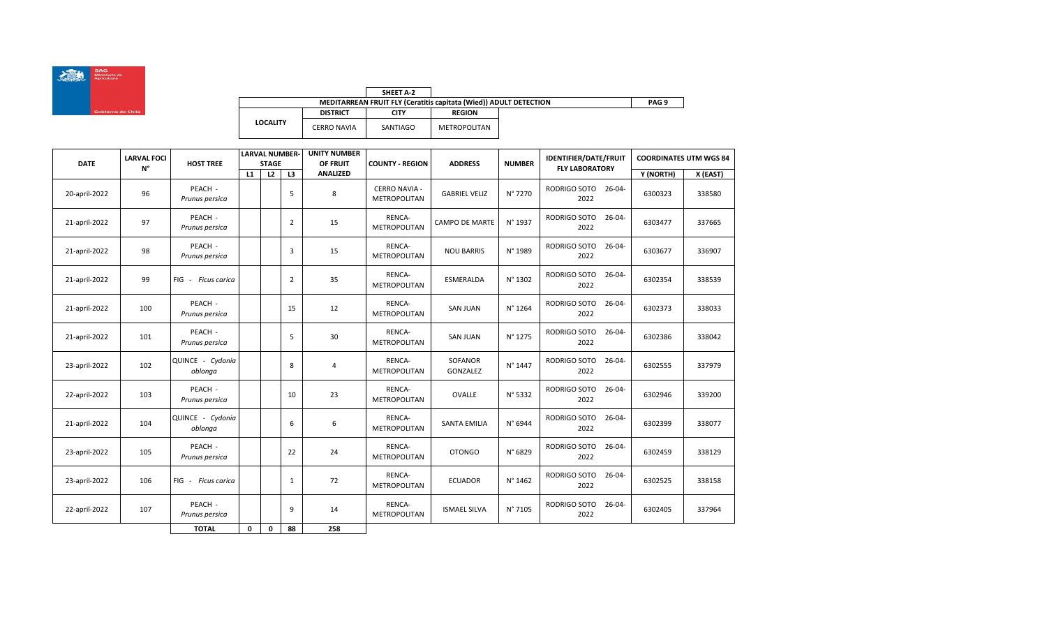| | SHEET A-2 | | |
|---|---|---|---|
| MEDITARREAN FRUIT FLY (*Ceratitis capitata* (Wied)) ADULT DETECTION | | | |
| LOCALITY | DISTRICT | CITY | REGION |
| | CERRO NAVIA | SANTIAGO | METROPOLITAN |

| DATE | LARVAL FOCI N° | HOST TREE | LARVAL NUMBER-STAGE | | | UNITY NUMBER OF FRUIT ANALIZED | COUNTY - REGION | ADDRESS | NUMBER | IDENTIFIER/DATE/FRUIT FLY LABORATORY | COORDINATES UTM WGS 84 | |
|---|---|---|---|---|---|---|---|---|---|---|---|---|
| | | | L1 | L2 | L3 | | | | | | Y (NORTH) | X (EAST) |
| 20-april-2022 | 96 | PEACH - *Prunus persica* | | | 5 | 8 | CERRO NAVIA - METROPOLITAN | GABRIEL VELIZ | N° 7270 | RODRIGO SOTO 26-04-2022 | 6300323 | 338580 |
| 21-april-2022 | 97 | PEACH - *Prunus persica* | | | 2 | 15 | RENCA- METROPOLITAN | CAMPO DE MARTE | N° 1937 | RODRIGO SOTO 26-04-2022 | 6303477 | 337665 |
| 21-april-2022 | 98 | PEACH - *Prunus persica* | | | 3 | 15 | RENCA- METROPOLITAN | NOU BARRIS | N° 1989 | RODRIGO SOTO 26-04-2022 | 6303677 | 336907 |
| 21-april-2022 | 99 | FIG - *Ficus carica* | | | 2 | 35 | RENCA- METROPOLITAN | ESMERALDA | N° 1302 | RODRIGO SOTO 26-04-2022 | 6302354 | 338539 |
| 21-april-2022 | 100 | PEACH - *Prunus persica* | | | 15 | 12 | RENCA- METROPOLITAN | SAN JUAN | N° 1264 | RODRIGO SOTO 26-04-2022 | 6302373 | 338033 |
| 21-april-2022 | 101 | PEACH - *Prunus persica* | | | 5 | 30 | RENCA- METROPOLITAN | SAN JUAN | N° 1275 | RODRIGO SOTO 26-04-2022 | 6302386 | 338042 |
| 23-april-2022 | 102 | QUINCE - *Cydonia oblonga* | | | 8 | 4 | RENCA- METROPOLITAN | SOFANOR GONZALEZ | N° 1447 | RODRIGO SOTO 26-04-2022 | 6302555 | 337979 |
| 22-april-2022 | 103 | PEACH - *Prunus persica* | | | 10 | 23 | RENCA- METROPOLITAN | OVALLE | N° 5332 | RODRIGO SOTO 26-04-2022 | 6302946 | 339200 |
| 21-april-2022 | 104 | QUINCE - *Cydonia oblonga* | | | 6 | 6 | RENCA- METROPOLITAN | SANTA EMILIA | N° 6944 | RODRIGO SOTO 26-04-2022 | 6302399 | 338077 |
| 23-april-2022 | 105 | PEACH - *Prunus persica* | | | 22 | 24 | RENCA- METROPOLITAN | OTONGO | N° 6829 | RODRIGO SOTO 26-04-2022 | 6302459 | 338129 |
| 23-april-2022 | 106 | FIG - *Ficus carica* | | | 1 | 72 | RENCA- METROPOLITAN | ECUADOR | N° 1462 | RODRIGO SOTO 26-04-2022 | 6302525 | 338158 |
| 22-april-2022 | 107 | PEACH - *Prunus persica* | | | 9 | 14 | RENCA- METROPOLITAN | ISMAEL SILVA | N° 7105 | RODRIGO SOTO 26-04-2022 | 6302405 | 337964 |
| | | **TOTAL** | **0** | **0** | **88** | **258** | | | | | | |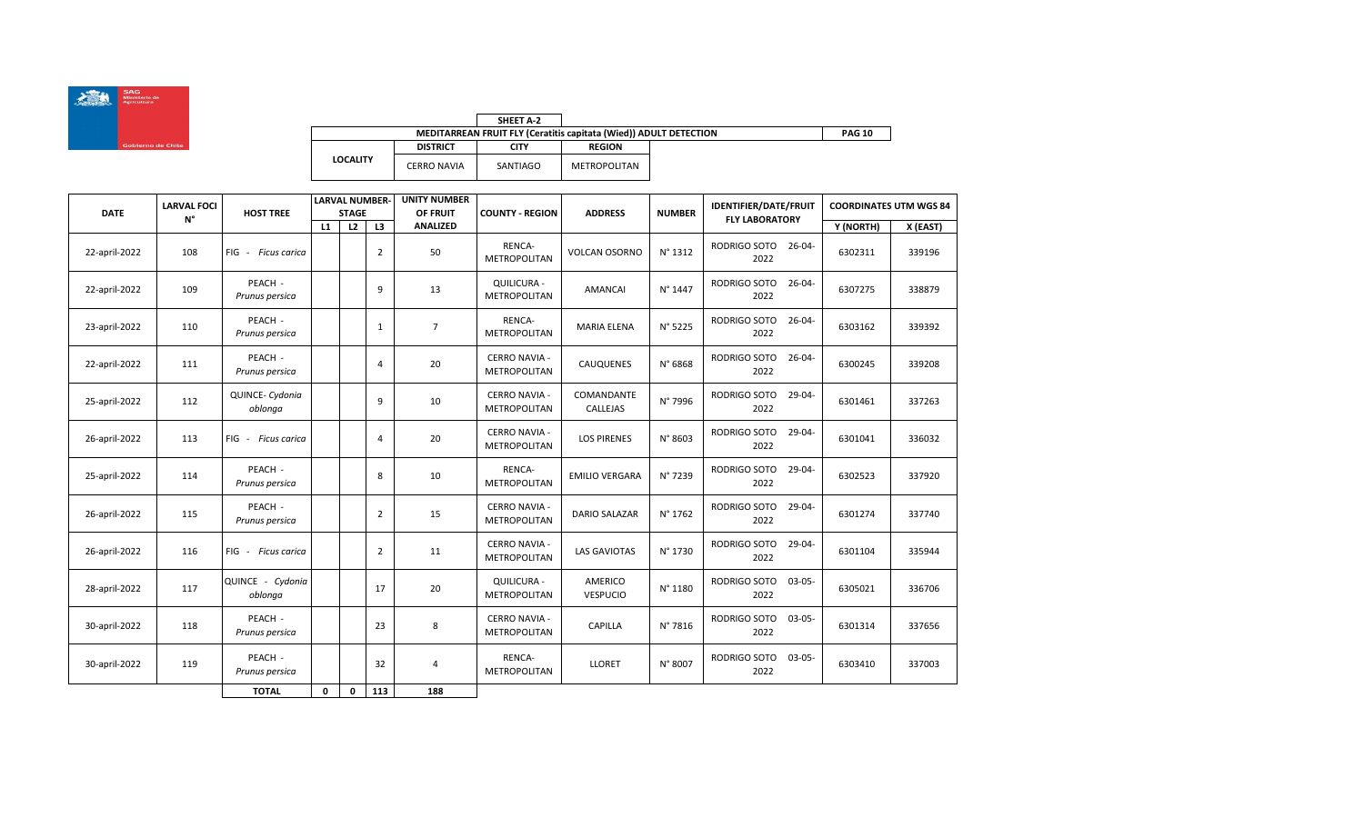| | SHEET A-2 | | |
|---|---|---|---|
| MEDITARREAN FRUIT FLY (*Ceratitis capitata* (Wied)) ADULT DETECTION | | | |
| LOCALITY | DISTRICT | CITY | REGION |
| | CERRO NAVIA | SANTIAGO | METROPOLITAN |

| DATE | LARVAL FOCI N° | HOST TREE | LARVAL NUMBER-STAGE | | | UNITY NUMBER OF FRUIT ANALIZED | COUNTY - REGION | ADDRESS | NUMBER | IDENTIFIER/DATE/FRUIT FLY LABORATORY | COORDINATES UTM WGS 84 | |
|---|---|---|---|---|---|---|---|---|---|---|---|---|
| | | | L1 | L2 | L3 | | | | | | Y (NORTH) | X (EAST) |
| 22-april-2022 | 108 | FIG - *Ficus carica* | | | 2 | 50 | RENCA-METROPOLITAN | VOLCAN OSORNO | N° 1312 | RODRIGO SOTO 26-04-2022 | 6302311 | 339196 |
| 22-april-2022 | 109 | PEACH - *Prunus persica* | | | 9 | 13 | QUILICURA - METROPOLITAN | AMANCAI | N° 1447 | RODRIGO SOTO 26-04-2022 | 6307275 | 338879 |
| 23-april-2022 | 110 | PEACH - *Prunus persica* | | | 1 | 7 | RENCA-METROPOLITAN | MARIA ELENA | N° 5225 | RODRIGO SOTO 26-04-2022 | 6303162 | 339392 |
| 22-april-2022 | 111 | PEACH - *Prunus persica* | | | 4 | 20 | CERRO NAVIA - METROPOLITAN | CAUQUENES | N° 6868 | RODRIGO SOTO 26-04-2022 | 6300245 | 339208 |
| 25-april-2022 | 112 | QUINCE- *Cydonia oblonga* | | | 9 | 10 | CERRO NAVIA - METROPOLITAN | COMANDANTE CALLEJAS | N° 7996 | RODRIGO SOTO 29-04-2022 | 6301461 | 337263 |
| 26-april-2022 | 113 | FIG - *Ficus carica* | | | 4 | 20 | CERRO NAVIA - METROPOLITAN | LOS PIRENES | N° 8603 | RODRIGO SOTO 29-04-2022 | 6301041 | 336032 |
| 25-april-2022 | 114 | PEACH - *Prunus persica* | | | 8 | 10 | RENCA-METROPOLITAN | EMILIO VERGARA | N° 7239 | RODRIGO SOTO 29-04-2022 | 6302523 | 337920 |
| 26-april-2022 | 115 | PEACH - *Prunus persica* | | | 2 | 15 | CERRO NAVIA - METROPOLITAN | DARIO SALAZAR | N° 1762 | RODRIGO SOTO 29-04-2022 | 6301274 | 337740 |
| 26-april-2022 | 116 | FIG - *Ficus carica* | | | 2 | 11 | CERRO NAVIA - METROPOLITAN | LAS GAVIOTAS | N° 1730 | RODRIGO SOTO 29-04-2022 | 6301104 | 335944 |
| 28-april-2022 | 117 | QUINCE - *Cydonia oblonga* | | | 17 | 20 | QUILICURA - METROPOLITAN | AMERICO VESPUCIO | N° 1180 | RODRIGO SOTO 03-05-2022 | 6305021 | 336706 |
| 30-april-2022 | 118 | PEACH - *Prunus persica* | | | 23 | 8 | CERRO NAVIA - METROPOLITAN | CAPILLA | N° 7816 | RODRIGO SOTO 03-05-2022 | 6301314 | 337656 |
| 30-april-2022 | 119 | PEACH - *Prunus persica* | | | 32 | 4 | RENCA-METROPOLITAN | LLORET | N° 8007 | RODRIGO SOTO 03-05-2022 | 6303410 | 337003 |
| | | TOTAL | 0 | 0 | 113 | 188 | | | | | | |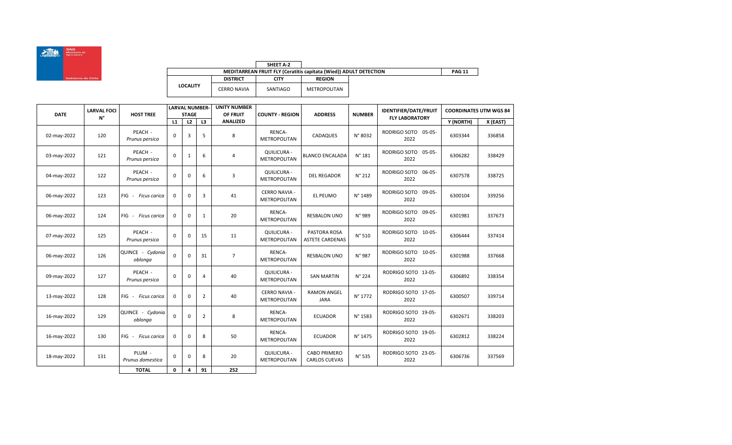SAG Ministerio de Agricultura

Gobierno de Chile

**SHEET A-2**

**MEDITARREAN FRUIT FLY (Ceratitis capitata (Wied)) ADULT DETECTION**

**PAG 11**

| LOCALITY | DISTRICT | CITY | REGION |
|---|---|---|---|
| | CERRO NAVIA | SANTIAGO | METROPOLITAN |

| DATE | LARVAL FOCI N° | HOST TREE | LARVAL NUMBER-STAGE | | | UNITY NUMBER OF FRUIT ANALIZED | COUNTY - REGION | ADDRESS | NUMBER | IDENTIFIER/DATE/FRUIT FLY LABORATORY | COORDINATES UTM WGS 84 | |
|---|---|---|---|---|---|---|---|---|---|---|---|---|
| | | | L1 | L2 | L3 | | | | | | Y (NORTH) | X (EAST) |
| 02-may-2022 | 120 | PEACH - *Prunus persica* | 0 | 3 | 5 | 8 | RENCA-METROPOLITAN | CADAQUES | N° 8032 | RODRIGO SOTO 05-05-2022 | 6303344 | 336858 |
| 03-may-2022 | 121 | PEACH - *Prunus persica* | 0 | 1 | 6 | 4 | QUILICURA - METROPOLITAN | BLANCO ENCALADA | N° 181 | RODRIGO SOTO 05-05-2022 | 6306282 | 338429 |
| 04-may-2022 | 122 | PEACH - *Prunus persica* | 0 | 0 | 6 | 3 | QUILICURA - METROPOLITAN | DEL REGADOR | N° 212 | RODRIGO SOTO 06-05-2022 | 6307578 | 338725 |
| 06-may-2022 | 123 | FIG - *Ficus carica* | 0 | 0 | 3 | 41 | CERRO NAVIA - METROPOLITAN | EL PEUMO | N° 1489 | RODRIGO SOTO 09-05-2022 | 6300104 | 339256 |
| 06-may-2022 | 124 | FIG - *Ficus carica* | 0 | 0 | 1 | 20 | RENCA-METROPOLITAN | RESBALON UNO | N° 989 | RODRIGO SOTO 09-05-2022 | 6301981 | 337673 |
| 07-may-2022 | 125 | PEACH - *Prunus persica* | 0 | 0 | 15 | 11 | QUILICURA - METROPOLITAN | PASTORA ROSA ASTETE CARDENAS | N° 510 | RODRIGO SOTO 10-05-2022 | 6306444 | 337414 |
| 06-may-2022 | 126 | QUINCE - *Cydonia oblonga* | 0 | 0 | 31 | 7 | RENCA-METROPOLITAN | RESBALON UNO | N° 987 | RODRIGO SOTO 10-05-2022 | 6301988 | 337668 |
| 09-may-2022 | 127 | PEACH - *Prunus persica* | 0 | 0 | 4 | 40 | QUILICURA - METROPOLITAN | SAN MARTIN | N° 224 | RODRIGO SOTO 13-05-2022 | 6306892 | 338354 |
| 13-may-2022 | 128 | FIG - *Ficus carica* | 0 | 0 | 2 | 40 | CERRO NAVIA - METROPOLITAN | RAMON ANGEL JARA | N° 1772 | RODRIGO SOTO 17-05-2022 | 6300507 | 339714 |
| 16-may-2022 | 129 | QUINCE - *Cydonia oblonga* | 0 | 0 | 2 | 8 | RENCA-METROPOLITAN | ECUADOR | N° 1583 | RODRIGO SOTO 19-05-2022 | 6302671 | 338203 |
| 16-may-2022 | 130 | FIG - *Ficus carica* | 0 | 0 | 8 | 50 | RENCA-METROPOLITAN | ECUADOR | N° 1475 | RODRIGO SOTO 19-05-2022 | 6302812 | 338224 |
| 18-may-2022 | 131 | PLUM - *Prunus domestica* | 0 | 0 | 8 | 20 | QUILICURA - METROPOLITAN | CABO PRIMERO CARLOS CUEVAS | N° 535 | RODRIGO SOTO 23-05-2022 | 6306736 | 337569 |
| | | **TOTAL** | **0** | **4** | **91** | **252** | | | | | | |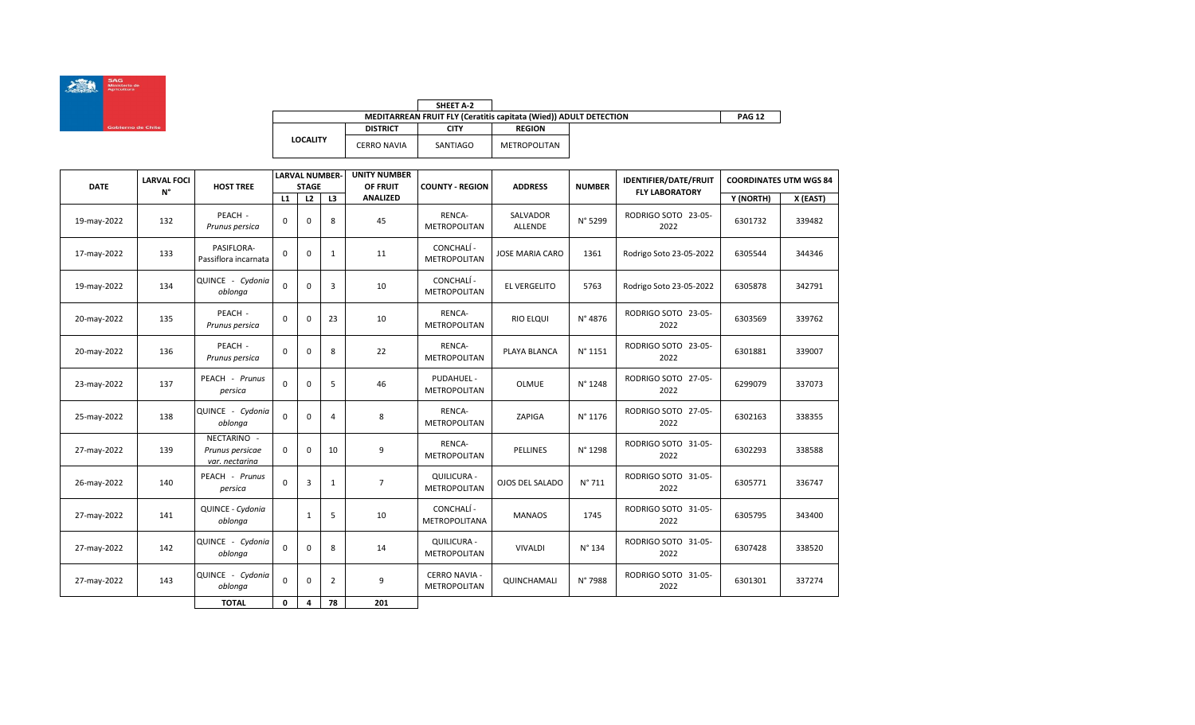| SHEET A-2 | | | |
|---|---|---|---|
| **MEDITARREAN FRUIT FLY (*Ceratitis capitata* (Wied)) ADULT DETECTION** | | | |
| **LOCALITY** | **DISTRICT** | **CITY** | **REGION** |
| | CERRO NAVIA | SANTIAGO | METROPOLITAN |

| DATE | LARVAL FOCI N° | HOST TREE | LARVAL NUMBER-STAGE | | | UNITY NUMBER OF FRUIT ANALIZED | COUNTY - REGION | ADDRESS | NUMBER | IDENTIFIER/DATE/FRUIT FLY LABORATORY | COORDINATES UTM WGS 84 | |
|---|---|---|---|---|---|---|---|---|---|---|---|---|
| | | | L1 | L2 | L3 | | | | | | Y (NORTH) | X (EAST) |
| 19-may-2022 | 132 | PEACH - *Prunus persica* | 0 | 0 | 8 | 45 | RENCA- METROPOLITAN | SALVADOR ALLENDE | N° 5299 | RODRIGO SOTO 23-05-2022 | 6301732 | 339482 |
| 17-may-2022 | 133 | PASIFLORA- Passiflora incarnata | 0 | 0 | 1 | 11 | CONCHALÍ - METROPOLITAN | JOSE MARIA CARO | 1361 | Rodrigo Soto 23-05-2022 | 6305544 | 344346 |
| 19-may-2022 | 134 | QUINCE - *Cydonia oblonga* | 0 | 0 | 3 | 10 | CONCHALÍ - METROPOLITAN | EL VERGELITO | 5763 | Rodrigo Soto 23-05-2022 | 6305878 | 342791 |
| 20-may-2022 | 135 | PEACH - *Prunus persica* | 0 | 0 | 23 | 10 | RENCA- METROPOLITAN | RIO ELQUI | N° 4876 | RODRIGO SOTO 23-05-2022 | 6303569 | 339762 |
| 20-may-2022 | 136 | PEACH - *Prunus persica* | 0 | 0 | 8 | 22 | RENCA- METROPOLITAN | PLAYA BLANCA | N° 1151 | RODRIGO SOTO 23-05-2022 | 6301881 | 339007 |
| 23-may-2022 | 137 | PEACH - *Prunus persica* | 0 | 0 | 5 | 46 | PUDAHUEL - METROPOLITAN | OLMUE | N° 1248 | RODRIGO SOTO 27-05-2022 | 6299079 | 337073 |
| 25-may-2022 | 138 | QUINCE - *Cydonia oblonga* | 0 | 0 | 4 | 8 | RENCA- METROPOLITAN | ZAPIGA | N° 1176 | RODRIGO SOTO 27-05-2022 | 6302163 | 338355 |
| 27-may-2022 | 139 | NECTARINO - *Prunus persicae var. nectarina* | 0 | 0 | 10 | 9 | RENCA- METROPOLITAN | PELLINES | N° 1298 | RODRIGO SOTO 31-05-2022 | 6302293 | 338588 |
| 26-may-2022 | 140 | PEACH - *Prunus persica* | 0 | 3 | 1 | 7 | QUILICURA - METROPOLITAN | OJOS DEL SALADO | N° 711 | RODRIGO SOTO 31-05-2022 | 6305771 | 336747 |
| 27-may-2022 | 141 | QUINCE - *Cydonia oblonga* | | 1 | 5 | 10 | CONCHALÍ - METROPOLITANA | MANAOS | 1745 | RODRIGO SOTO 31-05-2022 | 6305795 | 343400 |
| 27-may-2022 | 142 | QUINCE - *Cydonia oblonga* | 0 | 0 | 8 | 14 | QUILICURA - METROPOLITAN | VIVALDI | N° 134 | RODRIGO SOTO 31-05-2022 | 6307428 | 338520 |
| 27-may-2022 | 143 | QUINCE - *Cydonia oblonga* | 0 | 0 | 2 | 9 | CERRO NAVIA - METROPOLITAN | QUINCHAMALI | N° 7988 | RODRIGO SOTO 31-05-2022 | 6301301 | 337274 |
| | | **TOTAL** | **0** | **4** | **78** | **201** | | | | | | |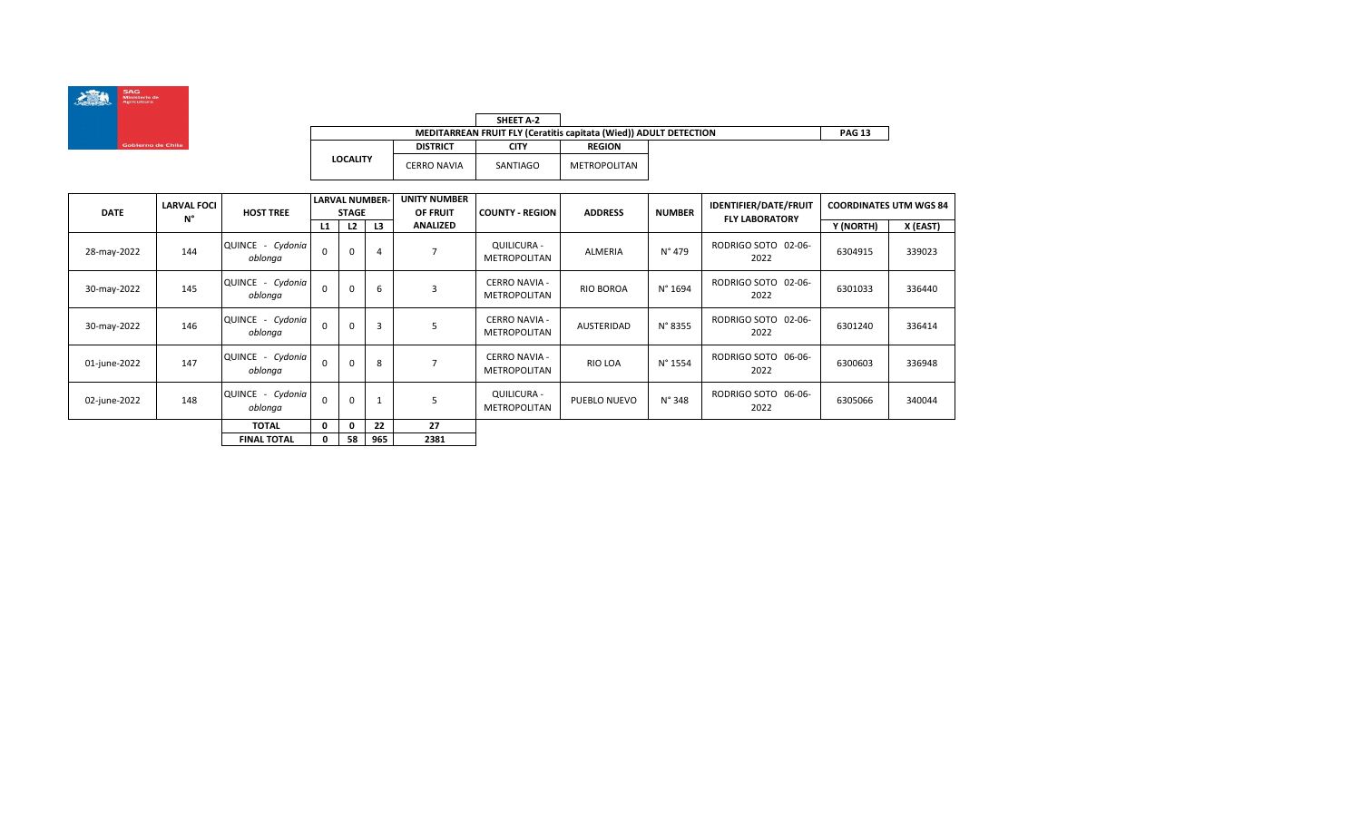SAG Ministerio de Agricultura

Gobierno de Chile

| SHEET A-2 | | | |
|---|---|---|---|
| MEDITARREAN FRUIT FLY (Ceratitis capitata (Wied)) ADULT DETECTION | | | PAG 13 |
| LOCALITY | DISTRICT | CITY | REGION |
| | CERRO NAVIA | SANTIAGO | METROPOLITAN |

| DATE | LARVAL FOCI N° | HOST TREE | LARVAL NUMBER-STAGE | | | UNITY NUMBER OF FRUIT ANALIZED | COUNTY - REGION | ADDRESS | NUMBER | IDENTIFIER/DATE/FRUIT FLY LABORATORY | COORDINATES UTM WGS 84 | |
|---|---|---|---|---|---|---|---|---|---|---|---|---|
| | | | L1 | L2 | L3 | | | | | | Y (NORTH) | X (EAST) |
| 28-may-2022 | 144 | QUINCE - *Cydonia oblonga* | 0 | 0 | 4 | 7 | QUILICURA - METROPOLITAN | ALMERIA | N° 479 | RODRIGO SOTO 02-06-2022 | 6304915 | 339023 |
| 30-may-2022 | 145 | QUINCE - *Cydonia oblonga* | 0 | 0 | 6 | 3 | CERRO NAVIA - METROPOLITAN | RIO BOROA | N° 1694 | RODRIGO SOTO 02-06-2022 | 6301033 | 336440 |
| 30-may-2022 | 146 | QUINCE - *Cydonia oblonga* | 0 | 0 | 3 | 5 | CERRO NAVIA - METROPOLITAN | AUSTERIDAD | N° 8355 | RODRIGO SOTO 02-06-2022 | 6301240 | 336414 |
| 01-june-2022 | 147 | QUINCE - *Cydonia oblonga* | 0 | 0 | 8 | 7 | CERRO NAVIA - METROPOLITAN | RIO LOA | N° 1554 | RODRIGO SOTO 06-06-2022 | 6300603 | 336948 |
| 02-june-2022 | 148 | QUINCE - *Cydonia oblonga* | 0 | 0 | 1 | 5 | QUILICURA - METROPOLITAN | PUEBLO NUEVO | N° 348 | RODRIGO SOTO 06-06-2022 | 6305066 | 340044 |
| | | TOTAL | 0 | 0 | 22 | 27 | | | | | | |
| | | FINAL TOTAL | 0 | 58 | 965 | 2381 | | | | | | |